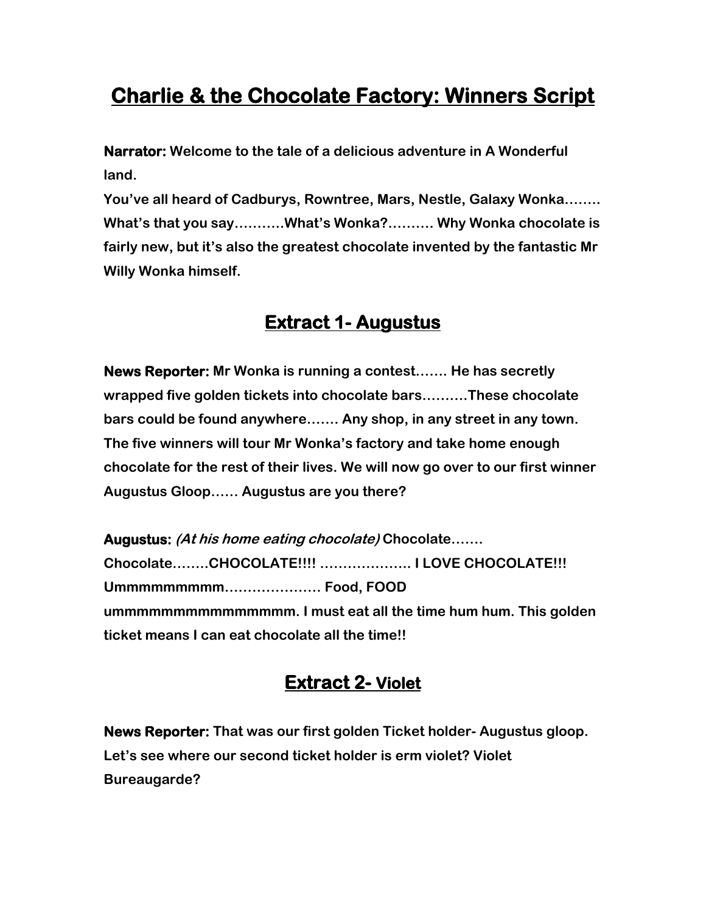# Charlie & the Chocolate Factory: Winners Script

**Narrator:** Welcome to the tale of a delicious adventure in A Wonderful land.
You've all heard of Cadburys, Rowntree, Mars, Nestle, Galaxy Wonka…….. What's that you say………..What's Wonka?………. Why Wonka chocolate is fairly new, but it's also the greatest chocolate invented by the fantastic Mr Willy Wonka himself.

## Extract 1- Augustus

**News Reporter:** Mr Wonka is running a contest……. He has secretly wrapped five golden tickets into chocolate bars……….These chocolate bars could be found anywhere……. Any shop, in any street in any town. The five winners will tour Mr Wonka's factory and take home enough chocolate for the rest of their lives. We will now go over to our first winner Augustus Gloop…… Augustus are you there?

**Augustus:** *(At his home eating chocolate)* Chocolate……. Chocolate……..CHOCOLATE!!!! ……………….. I LOVE CHOCOLATE!!! Ummmmmmmmm………………… Food, FOOD ummmmmmmmmmmmmmm. I must eat all the time hum hum. This golden ticket means I can eat chocolate all the time!!

## Extract 2- Violet

**News Reporter:** That was our first golden Ticket holder- Augustus gloop. Let's see where our second ticket holder is erm violet? Violet Bureaugarde?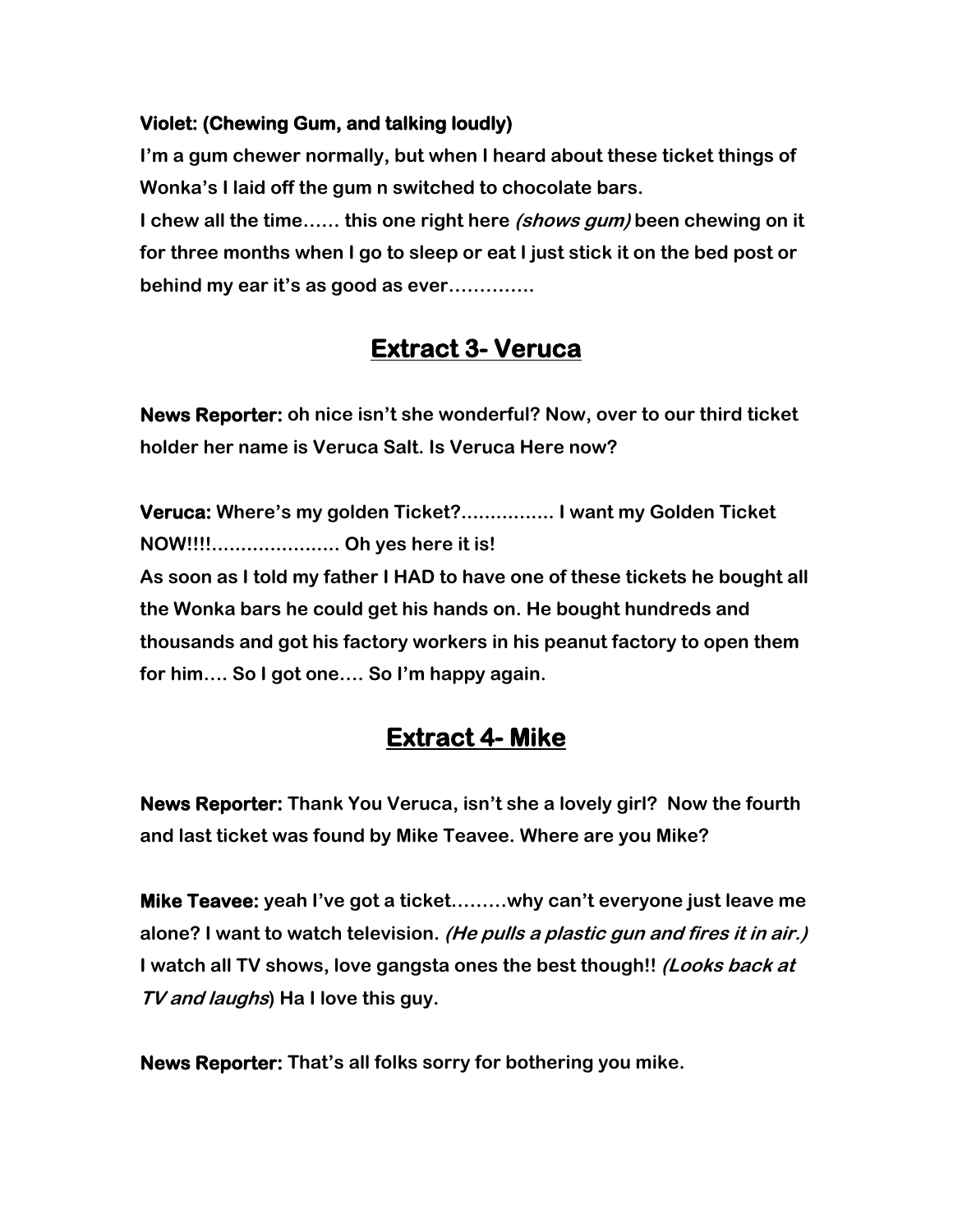**Violet: (Chewing Gum, and talking loudly)**

**I'm a gum chewer normally, but when I heard about these ticket things of Wonka's I laid off the gum n switched to chocolate bars.**

**I chew all the time…… this one right here *(shows gum)* been chewing on it for three months when I go to sleep or eat I just stick it on the bed post or behind my ear it's as good as ever…………..**

## Extract 3- Veruca

**News Reporter: oh nice isn't she wonderful? Now, over to our third ticket holder her name is Veruca Salt. Is Veruca Here now?**

**Veruca: Where's my golden Ticket?................ I want my Golden Ticket NOW!!!!...................... Oh yes here it is!**

**As soon as I told my father I HAD to have one of these tickets he bought all the Wonka bars he could get his hands on. He bought hundreds and thousands and got his factory workers in his peanut factory to open them for him…. So I got one…. So I'm happy again.**

## Extract 4- Mike

**News Reporter: Thank You Veruca, isn't she a lovely girl? Now the fourth and last ticket was found by Mike Teavee. Where are you Mike?**

**Mike Teavee: yeah I've got a ticket………why can't everyone just leave me alone? I want to watch television. *(He pulls a plastic gun and fires it in air.)* I watch all TV shows, love gangsta ones the best though!! *(Looks back at TV and laughs*) Ha I love this guy.**

**News Reporter: That's all folks sorry for bothering you mike.**